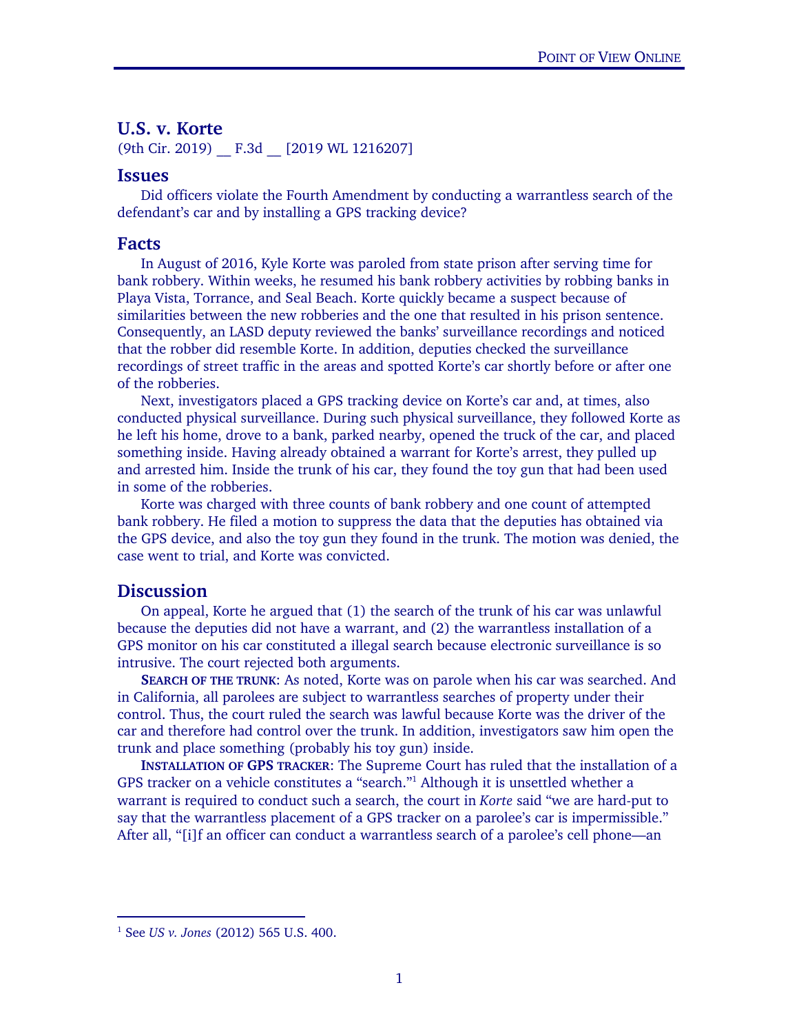## U.S. v. Korte

(9th Cir. 2019) __ F.3d __ [2019 WL 1216207]

## Issues

Did officers violate the Fourth Amendment by conducting a warrantless search of the defendant's car and by installing a GPS tracking device?

## Facts

In August of 2016, Kyle Korte was paroled from state prison after serving time for bank robbery. Within weeks, he resumed his bank robbery activities by robbing banks in Playa Vista, Torrance, and Seal Beach. Korte quickly became a suspect because of similarities between the new robberies and the one that resulted in his prison sentence. Consequently, an LASD deputy reviewed the banks' surveillance recordings and noticed that the robber did resemble Korte. In addition, deputies checked the surveillance recordings of street traffic in the areas and spotted Korte's car shortly before or after one of the robberies.

Next, investigators placed a GPS tracking device on Korte's car and, at times, also conducted physical surveillance. During such physical surveillance, they followed Korte as he left his home, drove to a bank, parked nearby, opened the truck of the car, and placed something inside. Having already obtained a warrant for Korte's arrest, they pulled up and arrested him. Inside the trunk of his car, they found the toy gun that had been used in some of the robberies.

Korte was charged with three counts of bank robbery and one count of attempted bank robbery. He filed a motion to suppress the data that the deputies has obtained via the GPS device, and also the toy gun they found in the trunk. The motion was denied, the case went to trial, and Korte was convicted.

## Discussion

On appeal, Korte he argued that (1) the search of the trunk of his car was unlawful because the deputies did not have a warrant, and (2) the warrantless installation of a GPS monitor on his car constituted a illegal search because electronic surveillance is so intrusive. The court rejected both arguments.

**SEARCH OF THE TRUNK**: As noted, Korte was on parole when his car was searched. And in California, all parolees are subject to warrantless searches of property under their control. Thus, the court ruled the search was lawful because Korte was the driver of the car and therefore had control over the trunk. In addition, investigators saw him open the trunk and place something (probably his toy gun) inside.

**INSTALLATION OF GPS TRACKER**: The Supreme Court has ruled that the installation of a GPS tracker on a vehicle constitutes a "search."[1] Although it is unsettled whether a warrant is required to conduct such a search, the court in *Korte* said "we are hard-put to say that the warrantless placement of a GPS tracker on a parolee's car is impermissible." After all, "[i]f an officer can conduct a warrantless search of a parolee's cell phone—an

---

[1] See *US v. Jones* (2012) 565 U.S. 400.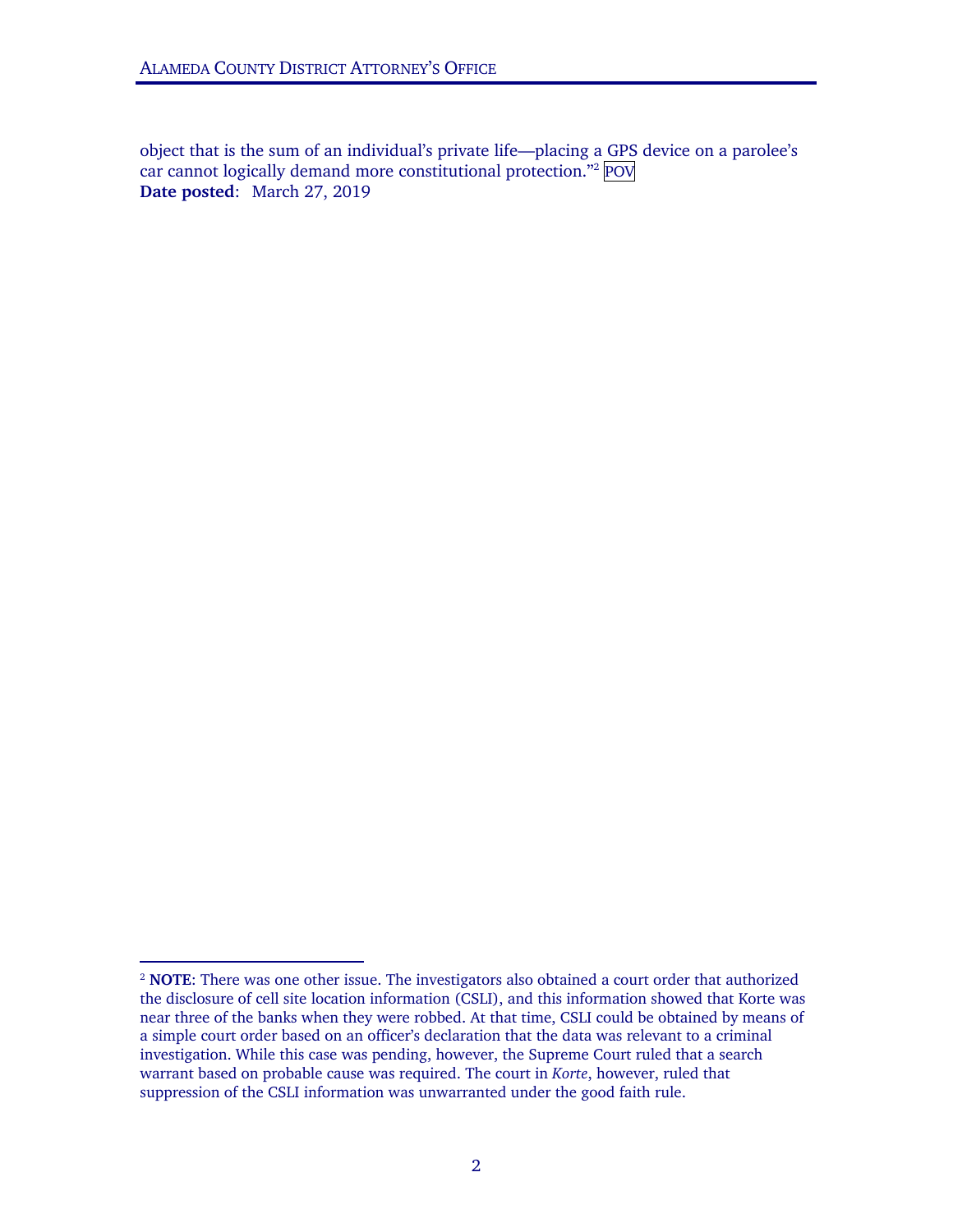object that is the sum of an individual's private life—placing a GPS device on a parolee's car cannot logically demand more constitutional protection."[2] POV

**Date posted**: March 27, 2019

---

[2] **NOTE**: There was one other issue. The investigators also obtained a court order that authorized the disclosure of cell site location information (CSLI), and this information showed that Korte was near three of the banks when they were robbed. At that time, CSLI could be obtained by means of a simple court order based on an officer's declaration that the data was relevant to a criminal investigation. While this case was pending, however, the Supreme Court ruled that a search warrant based on probable cause was required. The court in *Korte*, however, ruled that suppression of the CSLI information was unwarranted under the good faith rule.